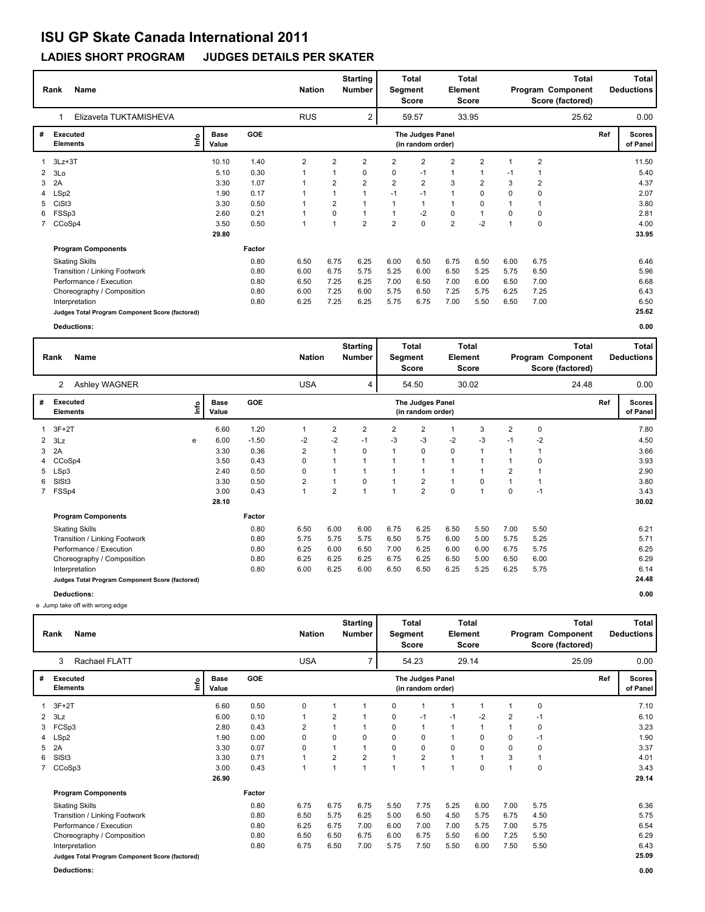# ISU GP Skate Canada International 2011

## LADIES SHORT PROGRAM JUDGES DETAILS PER SKATER

| Rank | Name | Nation | Starting Number | Total Segment Score | Total Element Score | Total Program Component Score (factored) | Total Deductions |
|---|---|---|---|---|---|---|---|
| 1 | Elizaveta TUKTAMISHEVA | RUS | 2 | 59.57 | 33.95 | 25.62 | 0.00 |

| # | Executed Elements | Info | Base Value | GOE | J1 | J2 | J3 | J4 | J5 | J6 | J7 | J8 | J9 | Ref | Scores of Panel |
|---|---|---|---|---|---|---|---|---|---|---|---|---|---|---|---|
| 1 | 3Lz+3T | | 10.10 | 1.40 | 2 | 2 | 2 | 2 | 2 | 2 | 2 | 1 | 2 | | 11.50 |
| 2 | 3Lo | | 5.10 | 0.30 | 1 | 1 | 0 | 0 | -1 | 1 | 1 | -1 | 1 | | 5.40 |
| 3 | 2A | | 3.30 | 1.07 | 1 | 2 | 2 | 2 | 2 | 3 | 2 | 3 | 2 | | 4.37 |
| 4 | LSp2 | | 1.90 | 0.17 | 1 | 1 | 1 | -1 | -1 | 1 | 0 | 0 | 0 | | 2.07 |
| 5 | CiSt3 | | 3.30 | 0.50 | 1 | 2 | 1 | 1 | 1 | 1 | 0 | 1 | 1 | | 3.80 |
| 6 | FSSp3 | | 2.60 | 0.21 | 1 | 0 | 1 | 1 | -2 | 0 | 1 | 0 | 0 | | 2.81 |
| 7 | CCoSp4 | | 3.50 | 0.50 | 1 | 1 | 2 | 2 | 0 | 2 | -2 | 1 | 0 | | 4.00 |
| | | | 29.80 | | | | | | | | | | | | 33.95 |

| Program Components | Factor | J1 | J2 | J3 | J4 | J5 | J6 | J7 | J8 | J9 | Scores of Panel |
|---|---|---|---|---|---|---|---|---|---|---|---|
| Skating Skills | 0.80 | 6.50 | 6.75 | 6.25 | 6.00 | 6.50 | 6.75 | 6.50 | 6.00 | 6.75 | 6.46 |
| Transition / Linking Footwork | 0.80 | 6.00 | 6.75 | 5.75 | 5.25 | 6.00 | 6.50 | 5.25 | 5.75 | 6.50 | 5.96 |
| Performance / Execution | 0.80 | 6.50 | 7.25 | 6.25 | 7.00 | 6.50 | 7.00 | 6.00 | 6.50 | 7.00 | 6.68 |
| Choreography / Composition | 0.80 | 6.00 | 7.25 | 6.00 | 5.75 | 6.50 | 7.25 | 5.75 | 6.25 | 7.25 | 6.43 |
| Interpretation | 0.80 | 6.25 | 7.25 | 6.25 | 5.75 | 6.75 | 7.00 | 5.50 | 6.50 | 7.00 | 6.50 |
| Judges Total Program Component Score (factored) | | | | | | | | | | | 25.62 |

**Deductions:** 0.00

| Rank | Name | Nation | Starting Number | Total Segment Score | Total Element Score | Total Program Component Score (factored) | Total Deductions |
|---|---|---|---|---|---|---|---|
| 2 | Ashley WAGNER | USA | 4 | 54.50 | 30.02 | 24.48 | 0.00 |

| # | Executed Elements | Info | Base Value | GOE | J1 | J2 | J3 | J4 | J5 | J6 | J7 | J8 | J9 | Ref | Scores of Panel |
|---|---|---|---|---|---|---|---|---|---|---|---|---|---|---|---|
| 1 | 3F+2T | | 6.60 | 1.20 | 1 | 2 | 2 | 2 | 2 | 1 | 3 | 2 | 0 | | 7.80 |
| 2 | 3Lz | e | 6.00 | -1.50 | -2 | -2 | -1 | -3 | -3 | -2 | -3 | -1 | -2 | | 4.50 |
| 3 | 2A | | 3.30 | 0.36 | 2 | 1 | 0 | 1 | 0 | 0 | 1 | 1 | 1 | | 3.66 |
| 4 | CCoSp4 | | 3.50 | 0.43 | 0 | 1 | 1 | 1 | 1 | 1 | 1 | 1 | 0 | | 3.93 |
| 5 | LSp3 | | 2.40 | 0.50 | 0 | 1 | 1 | 1 | 1 | 1 | 1 | 2 | 1 | | 2.90 |
| 6 | SlSt3 | | 3.30 | 0.50 | 2 | 1 | 0 | 1 | 2 | 1 | 0 | 1 | 1 | | 3.80 |
| 7 | FSSp4 | | 3.00 | 0.43 | 1 | 2 | 1 | 1 | 2 | 0 | 1 | 0 | -1 | | 3.43 |
| | | | 28.10 | | | | | | | | | | | | 30.02 |

| Program Components | Factor | J1 | J2 | J3 | J4 | J5 | J6 | J7 | J8 | J9 | Scores of Panel |
|---|---|---|---|---|---|---|---|---|---|---|---|
| Skating Skills | 0.80 | 6.50 | 6.00 | 6.00 | 6.75 | 6.25 | 6.50 | 5.50 | 7.00 | 5.50 | 6.21 |
| Transition / Linking Footwork | 0.80 | 5.75 | 5.75 | 5.75 | 6.50 | 5.75 | 6.00 | 5.00 | 5.75 | 5.25 | 5.71 |
| Performance / Execution | 0.80 | 6.25 | 6.00 | 6.50 | 7.00 | 6.25 | 6.00 | 6.00 | 6.75 | 5.75 | 6.25 |
| Choreography / Composition | 0.80 | 6.25 | 6.25 | 6.25 | 6.75 | 6.25 | 6.50 | 5.00 | 6.50 | 6.00 | 6.29 |
| Interpretation | 0.80 | 6.00 | 6.25 | 6.00 | 6.50 | 6.50 | 6.25 | 5.25 | 6.25 | 5.75 | 6.14 |
| Judges Total Program Component Score (factored) | | | | | | | | | | | 24.48 |

**Deductions:** 0.00

e Jump take off with wrong edge

| Rank | Name | Nation | Starting Number | Total Segment Score | Total Element Score | Total Program Component Score (factored) | Total Deductions |
|---|---|---|---|---|---|---|---|
| 3 | Rachael FLATT | USA | 7 | 54.23 | 29.14 | 25.09 | 0.00 |

| # | Executed Elements | Info | Base Value | GOE | J1 | J2 | J3 | J4 | J5 | J6 | J7 | J8 | J9 | Ref | Scores of Panel |
|---|---|---|---|---|---|---|---|---|---|---|---|---|---|---|---|
| 1 | 3F+2T | | 6.60 | 0.50 | 0 | 1 | 1 | 0 | 1 | 1 | 1 | 1 | 0 | | 7.10 |
| 2 | 3Lz | | 6.00 | 0.10 | 1 | 2 | 1 | 0 | -1 | -1 | -2 | 2 | -1 | | 6.10 |
| 3 | FCSp3 | | 2.80 | 0.43 | 2 | 1 | 1 | 0 | 1 | 1 | 1 | 1 | 0 | | 3.23 |
| 4 | LSp2 | | 1.90 | 0.00 | 0 | 1 | 0 | 0 | 0 | 1 | 0 | 0 | -1 | | 1.90 |
| 5 | 2A | | 3.30 | 0.07 | 0 | 1 | 1 | 0 | 0 | 0 | 0 | 0 | 0 | | 3.37 |
| 6 | SlSt3 | | 3.30 | 0.71 | 1 | 2 | 2 | 1 | 2 | 1 | 1 | 3 | 1 | | 4.01 |
| 7 | CCoSp3 | | 3.00 | 0.43 | 1 | 1 | 1 | 1 | 1 | 1 | 0 | 1 | 0 | | 3.43 |
| | | | 26.90 | | | | | | | | | | | | 29.14 |

| Program Components | Factor | J1 | J2 | J3 | J4 | J5 | J6 | J7 | J8 | J9 | Scores of Panel |
|---|---|---|---|---|---|---|---|---|---|---|---|
| Skating Skills | 0.80 | 6.75 | 6.75 | 6.75 | 5.50 | 7.75 | 5.25 | 6.00 | 7.00 | 5.75 | 6.36 |
| Transition / Linking Footwork | 0.80 | 6.50 | 5.75 | 6.25 | 5.00 | 6.50 | 4.50 | 5.75 | 6.75 | 4.50 | 5.75 |
| Performance / Execution | 0.80 | 6.25 | 6.75 | 7.00 | 6.00 | 7.00 | 7.00 | 5.75 | 7.00 | 5.75 | 6.54 |
| Choreography / Composition | 0.80 | 6.50 | 6.50 | 6.75 | 6.00 | 6.75 | 5.50 | 6.00 | 7.25 | 5.50 | 6.29 |
| Interpretation | 0.80 | 6.75 | 6.50 | 7.00 | 5.75 | 7.50 | 5.50 | 6.00 | 7.50 | 5.50 | 6.43 |
| Judges Total Program Component Score (factored) | | | | | | | | | | | 25.09 |

**Deductions:** 0.00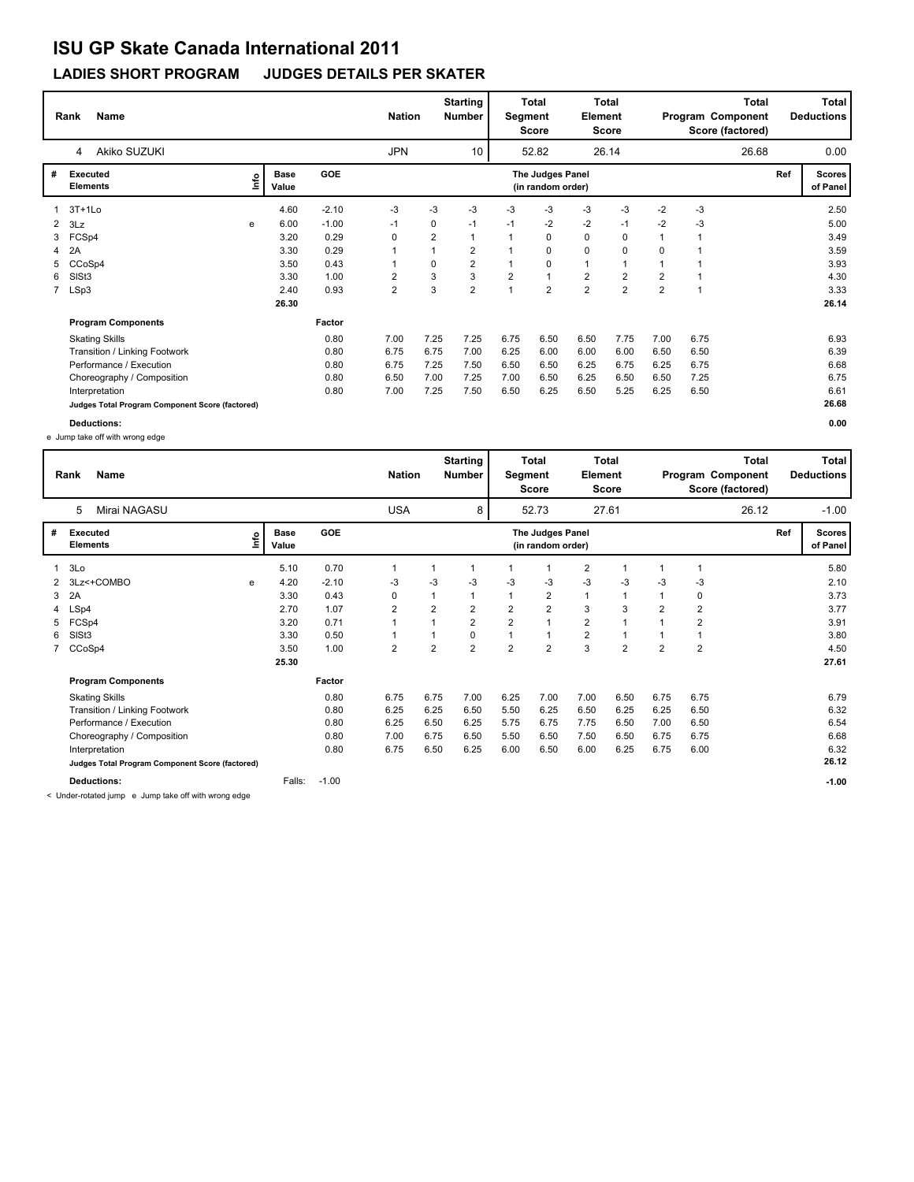# ISU GP Skate Canada International 2011

## LADIES SHORT PROGRAM JUDGES DETAILS PER SKATER

| Rank | Name | Nation | Starting Number | Total Segment Score | Total Element Score | Total Program Component Score (factored) | Total Deductions |
|---|---|---|---|---|---|---|---|
| 4 | Akiko SUZUKI | JPN | 10 | 52.82 | 26.14 | 26.68 | 0.00 |

| # | Executed Elements | Info | Base Value | GOE | J1 | J2 | J3 | J4 | J5 | J6 | J7 | J8 | J9 | Ref | Scores of Panel |
|---|---|---|---|---|---|---|---|---|---|---|---|---|---|---|---|
| 1 | 3T+1Lo | | 4.60 | -2.10 | -3 | -3 | -3 | -3 | -3 | -3 | -3 | -2 | -3 | | 2.50 |
| 2 | 3Lz | e | 6.00 | -1.00 | -1 | 0 | -1 | -1 | -2 | -2 | -1 | -2 | -3 | | 5.00 |
| 3 | FCSp4 | | 3.20 | 0.29 | 0 | 2 | 1 | 1 | 0 | 0 | 0 | 1 | 1 | | 3.49 |
| 4 | 2A | | 3.30 | 0.29 | 1 | 1 | 2 | 1 | 0 | 0 | 0 | 0 | 1 | | 3.59 |
| 5 | CCoSp4 | | 3.50 | 0.43 | 1 | 0 | 2 | 1 | 0 | 1 | 1 | 1 | 1 | | 3.93 |
| 6 | SlSt3 | | 3.30 | 1.00 | 2 | 3 | 3 | 2 | 1 | 2 | 2 | 2 | 1 | | 4.30 |
| 7 | LSp3 | | 2.40 | 0.93 | 2 | 3 | 2 | 1 | 2 | 2 | 2 | 2 | 1 | | 3.33 |
| | | | 26.30 | | | | | | | | | | | | 26.14 |

| Program Components | Factor | J1 | J2 | J3 | J4 | J5 | J6 | J7 | J8 | J9 | Scores of Panel |
|---|---|---|---|---|---|---|---|---|---|---|---|
| Skating Skills | 0.80 | 7.00 | 7.25 | 7.25 | 6.75 | 6.50 | 6.50 | 7.75 | 7.00 | 6.75 | 6.93 |
| Transition / Linking Footwork | 0.80 | 6.75 | 6.75 | 7.00 | 6.25 | 6.00 | 6.00 | 6.00 | 6.50 | 6.50 | 6.39 |
| Performance / Execution | 0.80 | 6.75 | 7.25 | 7.50 | 6.50 | 6.50 | 6.25 | 6.75 | 6.25 | 6.75 | 6.68 |
| Choreography / Composition | 0.80 | 6.50 | 7.00 | 7.25 | 7.00 | 6.50 | 6.25 | 6.50 | 6.50 | 7.25 | 6.75 |
| Interpretation | 0.80 | 7.00 | 7.25 | 7.50 | 6.50 | 6.25 | 6.50 | 5.25 | 6.25 | 6.50 | 6.61 |
| Judges Total Program Component Score (factored) | | | | | | | | | | | 26.68 |

**Deductions:** 0.00

e Jump take off with wrong edge

| Rank | Name | Nation | Starting Number | Total Segment Score | Total Element Score | Total Program Component Score (factored) | Total Deductions |
|---|---|---|---|---|---|---|---|
| 5 | Mirai NAGASU | USA | 8 | 52.73 | 27.61 | 26.12 | -1.00 |

| # | Executed Elements | Info | Base Value | GOE | J1 | J2 | J3 | J4 | J5 | J6 | J7 | J8 | J9 | Ref | Scores of Panel |
|---|---|---|---|---|---|---|---|---|---|---|---|---|---|---|---|
| 1 | 3Lo | | 5.10 | 0.70 | 1 | 1 | 1 | 1 | 1 | 2 | 1 | 1 | 1 | | 5.80 |
| 2 | 3Lz<+COMBO | e | 4.20 | -2.10 | -3 | -3 | -3 | -3 | -3 | -3 | -3 | -3 | -3 | | 2.10 |
| 3 | 2A | | 3.30 | 0.43 | 0 | 1 | 1 | 1 | 2 | 1 | 1 | 1 | 0 | | 3.73 |
| 4 | LSp4 | | 2.70 | 1.07 | 2 | 2 | 2 | 2 | 2 | 3 | 3 | 2 | 2 | | 3.77 |
| 5 | FCSp4 | | 3.20 | 0.71 | 1 | 1 | 2 | 2 | 1 | 2 | 1 | 1 | 2 | | 3.91 |
| 6 | SlSt3 | | 3.30 | 0.50 | 1 | 1 | 0 | 1 | 1 | 2 | 1 | 1 | 1 | | 3.80 |
| 7 | CCoSp4 | | 3.50 | 1.00 | 2 | 2 | 2 | 2 | 2 | 3 | 2 | 2 | 2 | | 4.50 |
| | | | 25.30 | | | | | | | | | | | | 27.61 |

| Program Components | Factor | J1 | J2 | J3 | J4 | J5 | J6 | J7 | J8 | J9 | Scores of Panel |
|---|---|---|---|---|---|---|---|---|---|---|---|
| Skating Skills | 0.80 | 6.75 | 6.75 | 7.00 | 6.25 | 7.00 | 7.00 | 6.50 | 6.75 | 6.75 | 6.79 |
| Transition / Linking Footwork | 0.80 | 6.25 | 6.25 | 6.50 | 5.50 | 6.25 | 6.50 | 6.25 | 6.25 | 6.50 | 6.32 |
| Performance / Execution | 0.80 | 6.25 | 6.50 | 6.25 | 5.75 | 6.75 | 7.75 | 6.50 | 7.00 | 6.50 | 6.54 |
| Choreography / Composition | 0.80 | 7.00 | 6.75 | 6.50 | 5.50 | 6.50 | 7.50 | 6.50 | 6.75 | 6.75 | 6.68 |
| Interpretation | 0.80 | 6.75 | 6.50 | 6.25 | 6.00 | 6.50 | 6.00 | 6.25 | 6.75 | 6.00 | 6.32 |
| Judges Total Program Component Score (factored) | | | | | | | | | | | 26.12 |

**Deductions:** Falls: -1.00 — **-1.00**

< Under-rotated jump e Jump take off with wrong edge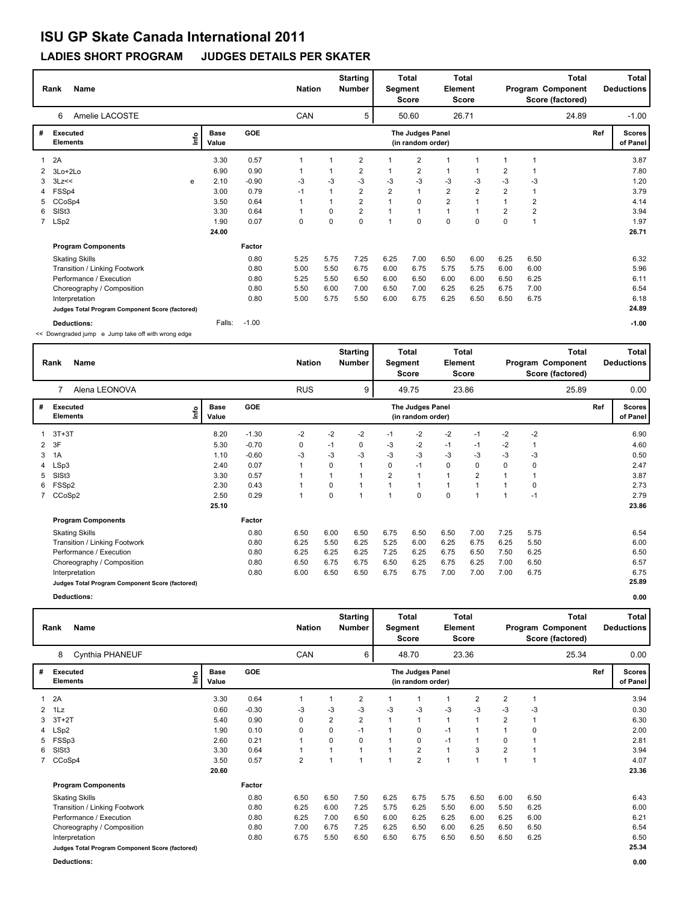# ISU GP Skate Canada International 2011

## LADIES SHORT PROGRAM JUDGES DETAILS PER SKATER

| Rank | Name | Nation | Starting Number | Total Segment Score | Total Element Score | Total Program Component Score (factored) | Total Deductions |
|---|---|---|---|---|---|---|---|
| 6 | Amelie LACOSTE | CAN | 5 | 50.60 | 26.71 | 24.89 | -1.00 |

| # | Executed Elements | Info | Base Value | GOE | J1 | J2 | J3 | J4 | J5 | J6 | J7 | J8 | J9 | Ref | Scores of Panel |
|---|---|---|---|---|---|---|---|---|---|---|---|---|---|---|---|
| 1 | 2A | | 3.30 | 0.57 | 1 | 1 | 2 | 1 | 2 | 1 | 1 | 1 | 1 | | 3.87 |
| 2 | 3Lo+2Lo | | 6.90 | 0.90 | 1 | 1 | 2 | 1 | 2 | 1 | 1 | 2 | 1 | | 7.80 |
| 3 | 3Lz<< | e | 2.10 | -0.90 | -3 | -3 | -3 | -3 | -3 | -3 | -3 | -3 | -3 | | 1.20 |
| 4 | FSSp4 | | 3.00 | 0.79 | -1 | 1 | 2 | 2 | 1 | 2 | 2 | 2 | 1 | | 3.79 |
| 5 | CCoSp4 | | 3.50 | 0.64 | 1 | 1 | 2 | 1 | 0 | 2 | 1 | 1 | 2 | | 4.14 |
| 6 | SlSt3 | | 3.30 | 0.64 | 1 | 0 | 2 | 1 | 1 | 1 | 1 | 2 | 2 | | 3.94 |
| 7 | LSp2 | | 1.90 | 0.07 | 0 | 0 | 0 | 1 | 0 | 0 | 0 | 0 | 1 | | 1.97 |
| | | | 24.00 | | | | | | | | | | | | 26.71 |
| | **Program Components** | | | Factor | | | | | | | | | | | |
| | Skating Skills | | | 0.80 | 5.25 | 5.75 | 7.25 | 6.25 | 7.00 | 6.50 | 6.00 | 6.25 | 6.50 | | 6.32 |
| | Transition / Linking Footwork | | | 0.80 | 5.00 | 5.50 | 6.75 | 6.00 | 6.75 | 5.75 | 5.75 | 6.00 | 6.00 | | 5.96 |
| | Performance / Execution | | | 0.80 | 5.25 | 5.50 | 6.50 | 6.00 | 6.50 | 6.00 | 6.00 | 6.50 | 6.25 | | 6.11 |
| | Choreography / Composition | | | 0.80 | 5.50 | 6.00 | 7.00 | 6.50 | 7.00 | 6.25 | 6.25 | 6.75 | 7.00 | | 6.54 |
| | Interpretation | | | 0.80 | 5.00 | 5.75 | 5.50 | 6.00 | 6.75 | 6.25 | 6.50 | 6.50 | 6.75 | | 6.18 |
| | Judges Total Program Component Score (factored) | | | | | | | | | | | | | | 24.89 |
| | **Deductions:** | | Falls: | -1.00 | | | | | | | | | | | -1.00 |

<< Downgraded jump e Jump take off with wrong edge

| Rank | Name | Nation | Starting Number | Total Segment Score | Total Element Score | Total Program Component Score (factored) | Total Deductions |
|---|---|---|---|---|---|---|---|
| 7 | Alena LEONOVA | RUS | 9 | 49.75 | 23.86 | 25.89 | 0.00 |

| # | Executed Elements | Info | Base Value | GOE | J1 | J2 | J3 | J4 | J5 | J6 | J7 | J8 | J9 | Ref | Scores of Panel |
|---|---|---|---|---|---|---|---|---|---|---|---|---|---|---|---|
| 1 | 3T+3T | | 8.20 | -1.30 | -2 | -2 | -2 | -1 | -2 | -2 | -1 | -2 | -2 | | 6.90 |
| 2 | 3F | | 5.30 | -0.70 | 0 | -1 | 0 | -3 | -2 | -1 | -1 | -2 | 1 | | 4.60 |
| 3 | 1A | | 1.10 | -0.60 | -3 | -3 | -3 | -3 | -3 | -3 | -3 | -3 | -3 | | 0.50 |
| 4 | LSp3 | | 2.40 | 0.07 | 1 | 0 | 1 | 0 | -1 | 0 | 0 | 0 | 0 | | 2.47 |
| 5 | SlSt3 | | 3.30 | 0.57 | 1 | 1 | 1 | 2 | 1 | 1 | 2 | 1 | 1 | | 3.87 |
| 6 | FSSp2 | | 2.30 | 0.43 | 1 | 0 | 1 | 1 | 1 | 1 | 1 | 1 | 0 | | 2.73 |
| 7 | CCoSp2 | | 2.50 | 0.29 | 1 | 0 | 1 | 1 | 0 | 0 | 1 | 1 | -1 | | 2.79 |
| | | | 25.10 | | | | | | | | | | | | 23.86 |
| | **Program Components** | | | Factor | | | | | | | | | | | |
| | Skating Skills | | | 0.80 | 6.50 | 6.00 | 6.50 | 6.75 | 6.50 | 6.50 | 7.00 | 7.25 | 5.75 | | 6.54 |
| | Transition / Linking Footwork | | | 0.80 | 6.25 | 5.50 | 6.25 | 5.25 | 6.00 | 6.25 | 6.75 | 6.25 | 5.50 | | 6.00 |
| | Performance / Execution | | | 0.80 | 6.25 | 6.25 | 6.25 | 7.25 | 6.25 | 6.75 | 6.50 | 7.50 | 6.25 | | 6.50 |
| | Choreography / Composition | | | 0.80 | 6.50 | 6.75 | 6.75 | 6.50 | 6.25 | 6.75 | 6.25 | 7.00 | 6.50 | | 6.57 |
| | Interpretation | | | 0.80 | 6.00 | 6.50 | 6.50 | 6.75 | 6.75 | 7.00 | 7.00 | 7.00 | 6.75 | | 6.75 |
| | Judges Total Program Component Score (factored) | | | | | | | | | | | | | | 25.89 |
| | **Deductions:** | | | | | | | | | | | | | | 0.00 |

| Rank | Name | Nation | Starting Number | Total Segment Score | Total Element Score | Total Program Component Score (factored) | Total Deductions |
|---|---|---|---|---|---|---|---|
| 8 | Cynthia PHANEUF | CAN | 6 | 48.70 | 23.36 | 25.34 | 0.00 |

| # | Executed Elements | Info | Base Value | GOE | J1 | J2 | J3 | J4 | J5 | J6 | J7 | J8 | J9 | Ref | Scores of Panel |
|---|---|---|---|---|---|---|---|---|---|---|---|---|---|---|---|
| 1 | 2A | | 3.30 | 0.64 | 1 | 1 | 2 | 1 | 1 | 1 | 2 | 2 | 1 | | 3.94 |
| 2 | 1Lz | | 0.60 | -0.30 | -3 | -3 | -3 | -3 | -3 | -3 | -3 | -3 | -3 | | 0.30 |
| 3 | 3T+2T | | 5.40 | 0.90 | 0 | 2 | 2 | 1 | 1 | 1 | 1 | 2 | 1 | | 6.30 |
| 4 | LSp2 | | 1.90 | 0.10 | 0 | 0 | -1 | 1 | 0 | -1 | 1 | 1 | 0 | | 2.00 |
| 5 | FSSp3 | | 2.60 | 0.21 | 1 | 0 | 0 | 1 | 0 | -1 | 1 | 0 | 1 | | 2.81 |
| 6 | SlSt3 | | 3.30 | 0.64 | 1 | 1 | 1 | 1 | 2 | 1 | 3 | 2 | 1 | | 3.94 |
| 7 | CCoSp4 | | 3.50 | 0.57 | 2 | 1 | 1 | 1 | 2 | 1 | 1 | 1 | 1 | | 4.07 |
| | | | 20.60 | | | | | | | | | | | | 23.36 |
| | **Program Components** | | | Factor | | | | | | | | | | | |
| | Skating Skills | | | 0.80 | 6.50 | 6.50 | 7.50 | 6.25 | 6.75 | 5.75 | 6.50 | 6.00 | 6.50 | | 6.43 |
| | Transition / Linking Footwork | | | 0.80 | 6.25 | 6.00 | 7.25 | 5.75 | 6.25 | 5.50 | 6.00 | 5.50 | 6.25 | | 6.00 |
| | Performance / Execution | | | 0.80 | 6.25 | 7.00 | 6.50 | 6.00 | 6.25 | 6.25 | 6.00 | 6.25 | 6.00 | | 6.21 |
| | Choreography / Composition | | | 0.80 | 7.00 | 6.75 | 7.25 | 6.25 | 6.50 | 6.00 | 6.25 | 6.50 | 6.50 | | 6.54 |
| | Interpretation | | | 0.80 | 6.75 | 5.50 | 6.50 | 6.50 | 6.75 | 6.50 | 6.50 | 6.50 | 6.25 | | 6.50 |
| | Judges Total Program Component Score (factored) | | | | | | | | | | | | | | 25.34 |
| | **Deductions:** | | | | | | | | | | | | | | 0.00 |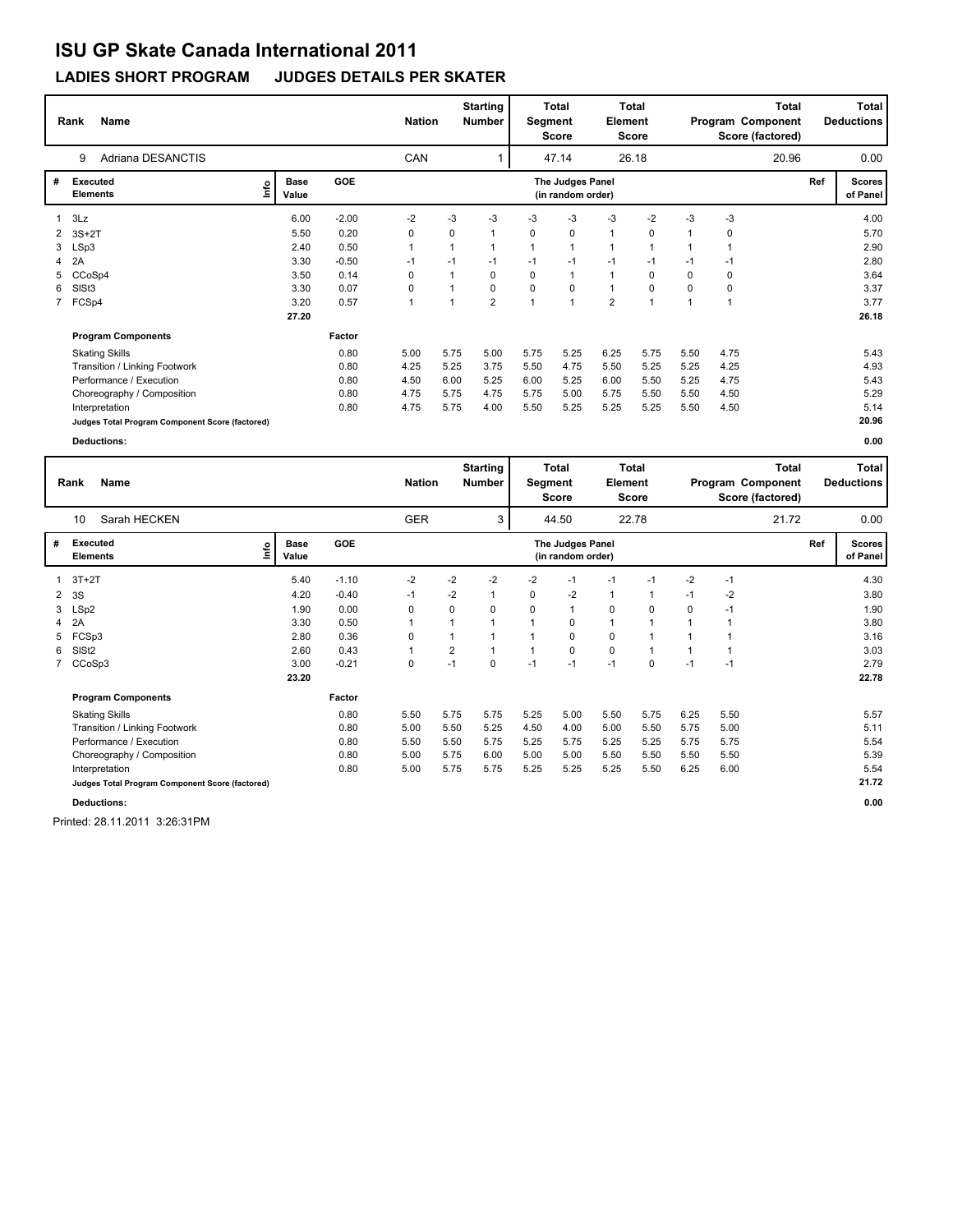# ISU GP Skate Canada International 2011

## LADIES SHORT PROGRAM JUDGES DETAILS PER SKATER

| Rank | Name | Nation | Starting Number | Total Segment Score | Total Element Score | Total Program Component Score (factored) | Total Deductions |
|---|---|---|---|---|---|---|---|
| 9 | Adriana DESANCTIS | CAN | 1 | 47.14 | 26.18 | 20.96 | 0.00 |

| # | Executed Elements | Info | Base Value | GOE | J1 | J2 | J3 | J4 | J5 | J6 | J7 | J8 | J9 | Ref | Scores of Panel |
|---|---|---|---|---|---|---|---|---|---|---|---|---|---|---|---|
| 1 | 3Lz | | 6.00 | -2.00 | -2 | -3 | -3 | -3 | -3 | -3 | -2 | -3 | -3 | | 4.00 |
| 2 | 3S+2T | | 5.50 | 0.20 | 0 | 0 | 1 | 0 | 0 | 1 | 0 | 1 | 0 | | 5.70 |
| 3 | LSp3 | | 2.40 | 0.50 | 1 | 1 | 1 | 1 | 1 | 1 | 1 | 1 | 1 | | 2.90 |
| 4 | 2A | | 3.30 | -0.50 | -1 | -1 | -1 | -1 | -1 | -1 | -1 | -1 | -1 | | 2.80 |
| 5 | CCoSp4 | | 3.50 | 0.14 | 0 | 1 | 0 | 0 | 1 | 1 | 0 | 0 | 0 | | 3.64 |
| 6 | SlSt3 | | 3.30 | 0.07 | 0 | 1 | 0 | 0 | 0 | 1 | 0 | 0 | 0 | | 3.37 |
| 7 | FCSp4 | | 3.20 | 0.57 | 1 | 1 | 2 | 1 | 1 | 2 | 1 | 1 | 1 | | 3.77 |
| | | | 27.20 | | | | | | | | | | | | 26.18 |

| Program Components | Factor | J1 | J2 | J3 | J4 | J5 | J6 | J7 | J8 | J9 | Scores of Panel |
|---|---|---|---|---|---|---|---|---|---|---|---|
| Skating Skills | 0.80 | 5.00 | 5.75 | 5.00 | 5.75 | 5.25 | 6.25 | 5.75 | 5.50 | 4.75 | 5.43 |
| Transition / Linking Footwork | 0.80 | 4.25 | 5.25 | 3.75 | 5.50 | 4.75 | 5.50 | 5.25 | 5.25 | 4.25 | 4.93 |
| Performance / Execution | 0.80 | 4.50 | 6.00 | 5.25 | 6.00 | 5.25 | 6.00 | 5.50 | 5.25 | 4.75 | 5.43 |
| Choreography / Composition | 0.80 | 4.75 | 5.75 | 4.75 | 5.75 | 5.00 | 5.75 | 5.50 | 5.50 | 4.50 | 5.29 |
| Interpretation | 0.80 | 4.75 | 5.75 | 4.00 | 5.50 | 5.25 | 5.25 | 5.25 | 5.50 | 4.50 | 5.14 |
| Judges Total Program Component Score (factored) | | | | | | | | | | | 20.96 |

**Deductions:** 0.00

| Rank | Name | Nation | Starting Number | Total Segment Score | Total Element Score | Total Program Component Score (factored) | Total Deductions |
|---|---|---|---|---|---|---|---|
| 10 | Sarah HECKEN | GER | 3 | 44.50 | 22.78 | 21.72 | 0.00 |

| # | Executed Elements | Info | Base Value | GOE | J1 | J2 | J3 | J4 | J5 | J6 | J7 | J8 | J9 | Ref | Scores of Panel |
|---|---|---|---|---|---|---|---|---|---|---|---|---|---|---|---|
| 1 | 3T+2T | | 5.40 | -1.10 | -2 | -2 | -2 | -2 | -1 | -1 | -1 | -2 | -1 | | 4.30 |
| 2 | 3S | | 4.20 | -0.40 | -1 | -2 | 1 | 0 | -2 | 1 | 1 | -1 | -2 | | 3.80 |
| 3 | LSp2 | | 1.90 | 0.00 | 0 | 0 | 0 | 0 | 1 | 0 | 0 | 0 | -1 | | 1.90 |
| 4 | 2A | | 3.30 | 0.50 | 1 | 1 | 1 | 1 | 0 | 1 | 1 | 1 | 1 | | 3.80 |
| 5 | FCSp3 | | 2.80 | 0.36 | 0 | 1 | 1 | 1 | 0 | 0 | 1 | 1 | 1 | | 3.16 |
| 6 | SlSt2 | | 2.60 | 0.43 | 1 | 2 | 1 | 1 | 0 | 0 | 1 | 1 | 1 | | 3.03 |
| 7 | CCoSp3 | | 3.00 | -0.21 | 0 | -1 | 0 | -1 | -1 | -1 | 0 | -1 | -1 | | 2.79 |
| | | | 23.20 | | | | | | | | | | | | 22.78 |

| Program Components | Factor | J1 | J2 | J3 | J4 | J5 | J6 | J7 | J8 | J9 | Scores of Panel |
|---|---|---|---|---|---|---|---|---|---|---|---|
| Skating Skills | 0.80 | 5.50 | 5.75 | 5.75 | 5.25 | 5.00 | 5.50 | 5.75 | 6.25 | 5.50 | 5.57 |
| Transition / Linking Footwork | 0.80 | 5.00 | 5.50 | 5.25 | 4.50 | 4.00 | 5.00 | 5.50 | 5.75 | 5.00 | 5.11 |
| Performance / Execution | 0.80 | 5.50 | 5.50 | 5.75 | 5.25 | 5.75 | 5.25 | 5.25 | 5.75 | 5.75 | 5.54 |
| Choreography / Composition | 0.80 | 5.00 | 5.75 | 6.00 | 5.00 | 5.00 | 5.50 | 5.50 | 5.50 | 5.50 | 5.39 |
| Interpretation | 0.80 | 5.00 | 5.75 | 5.75 | 5.25 | 5.25 | 5.25 | 5.50 | 6.25 | 6.00 | 5.54 |
| Judges Total Program Component Score (factored) | | | | | | | | | | | 21.72 |

**Deductions:** 0.00

Printed: 28.11.2011 3:26:31PM